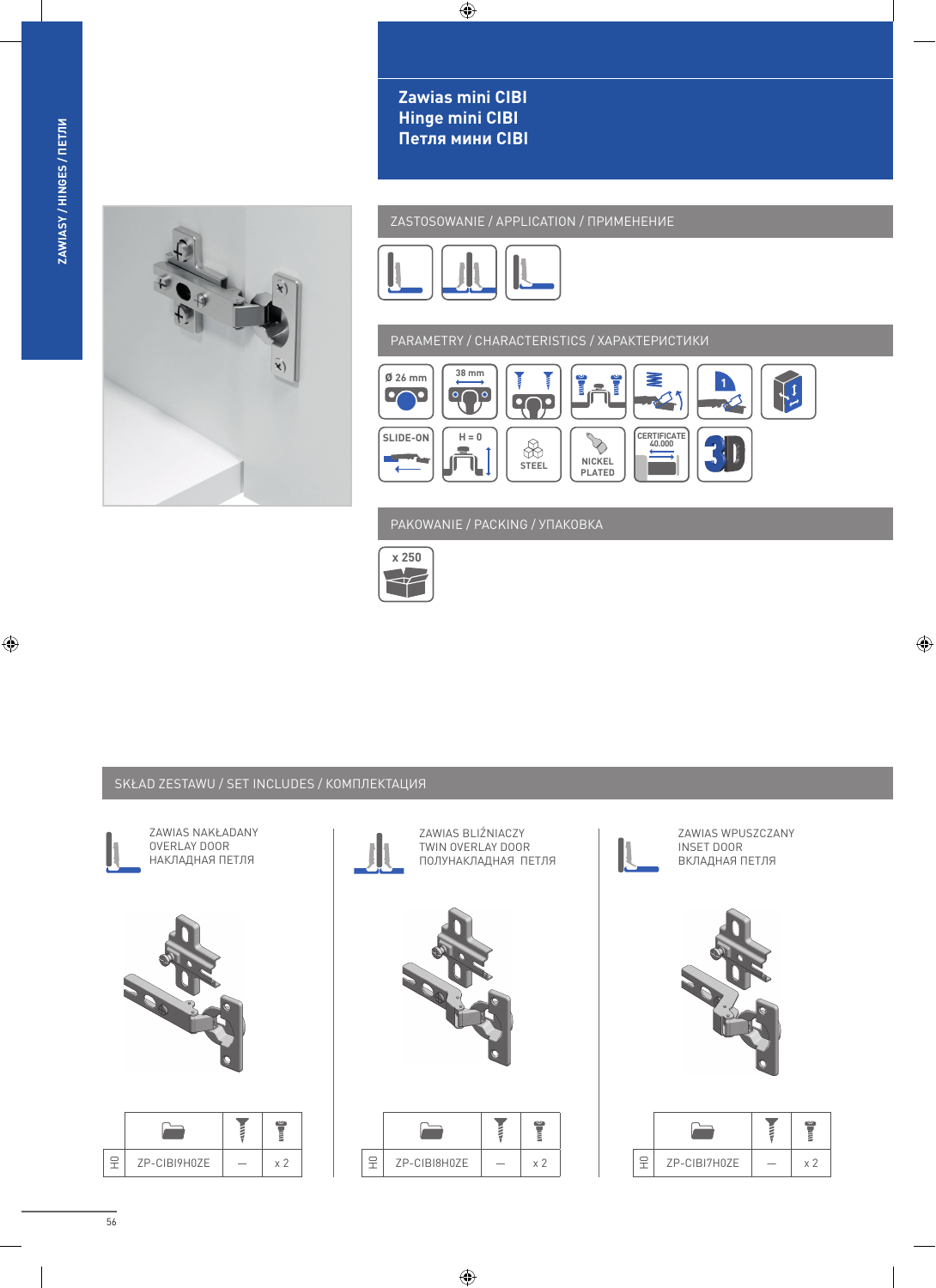ZAWIASY / HINGES / ПЕТЛИ

# Zawias mini CIBI
# Hinge mini CIBI
# Петля мини CIBI

## ZASTOSOWANIE / APPLICATION / ПРИМЕНЕНИЕ

## PARAMETRY / CHARACTERISTICS / ХАРАКТЕРИСТИКИ

Ø 26 mm

38 mm

SLIDE-ON

H = 0

STEEL

NICKEL PLATED

CERTIFICATE 40.000

3D

## PAKOWANIE / PACKING / УПАКОВКА

x 250

## SKŁAD ZESTAWU / SET INCLUDES / КОМПЛЕКТАЦИЯ

ZAWIAS NAKŁADANY
OVERLAY DOOR
НАКЛАДНАЯ ПЕТЛЯ

| | | | |
|---|---|---|---|
| H0 | ZP-CIBI9H0ZE | — | x 2 |

ZAWIAS BLIŹNIACZY
TWIN OVERLAY DOOR
ПОЛУНАКЛАДНАЯ ПЕТЛЯ

| | | | |
|---|---|---|---|
| H0 | ZP-CIBI8H0ZE | — | x 2 |

ZAWIAS WPUSZCZANY
INSET DOOR
ВКЛАДНАЯ ПЕТЛЯ

| | | | |
|---|---|---|---|
| H0 | ZP-CIBI7H0ZE | — | x 2 |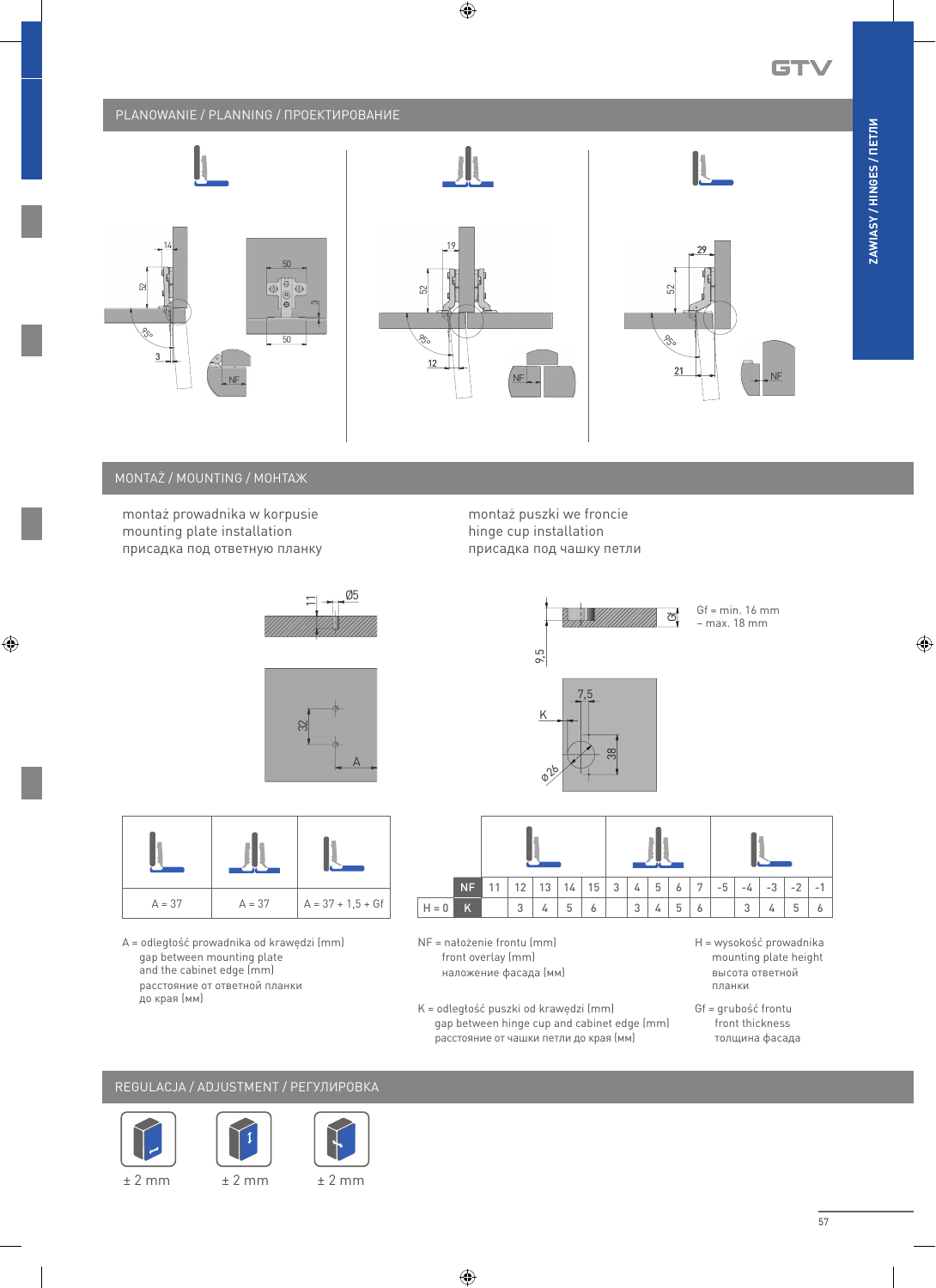## PLANOWANIE / PLANNING / ПРОЕКТИРОВАНИЕ

## MONTAŻ / MOUNTING / МОНТАЖ

montaż prowadnika w korpusie
mounting plate installation
присадка под ответную планку

montaż puszki we froncie
hinge cup installation
присадка под чашку петли

Gf = min. 16 mm
– max. 18 mm

| | | |
|---|---|---|
| A = 37 | A = 37 | A = 37 + 1,5 + Gf |

| | | | | | | | | | | | | | | | | |
|---|---|---|---|---|---|---|---|---|---|---|---|---|---|---|---|---|
| | NF | 11 | 12 | 13 | 14 | 15 | 3 | 4 | 5 | 6 | 7 | -5 | -4 | -3 | -2 | -1 |
| H = 0 | K | | 3 | 4 | 5 | 6 | | 3 | 4 | 5 | 6 | | 3 | 4 | 5 | 6 |

A = odległość prowadnika od krawędzi (mm)
gap between mounting plate and the cabinet edge (mm)
расстояние от ответной планки до края (мм)

NF = nałożenie frontu (mm)
front overlay (mm)
наложение фасада (мм)

K = odległość puszki od krawędzi (mm)
gap between hinge cup and cabinet edge (mm)
расстояние от чашки петли до края (мм)

H = wysokość prowadnika
mounting plate height
высота ответной планки

Gf = grubość frontu
front thickness
толщина фасада

## REGULACJA / ADJUSTMENT / РЕГУЛИРОВКА

± 2 mm

± 2 mm

± 2 mm